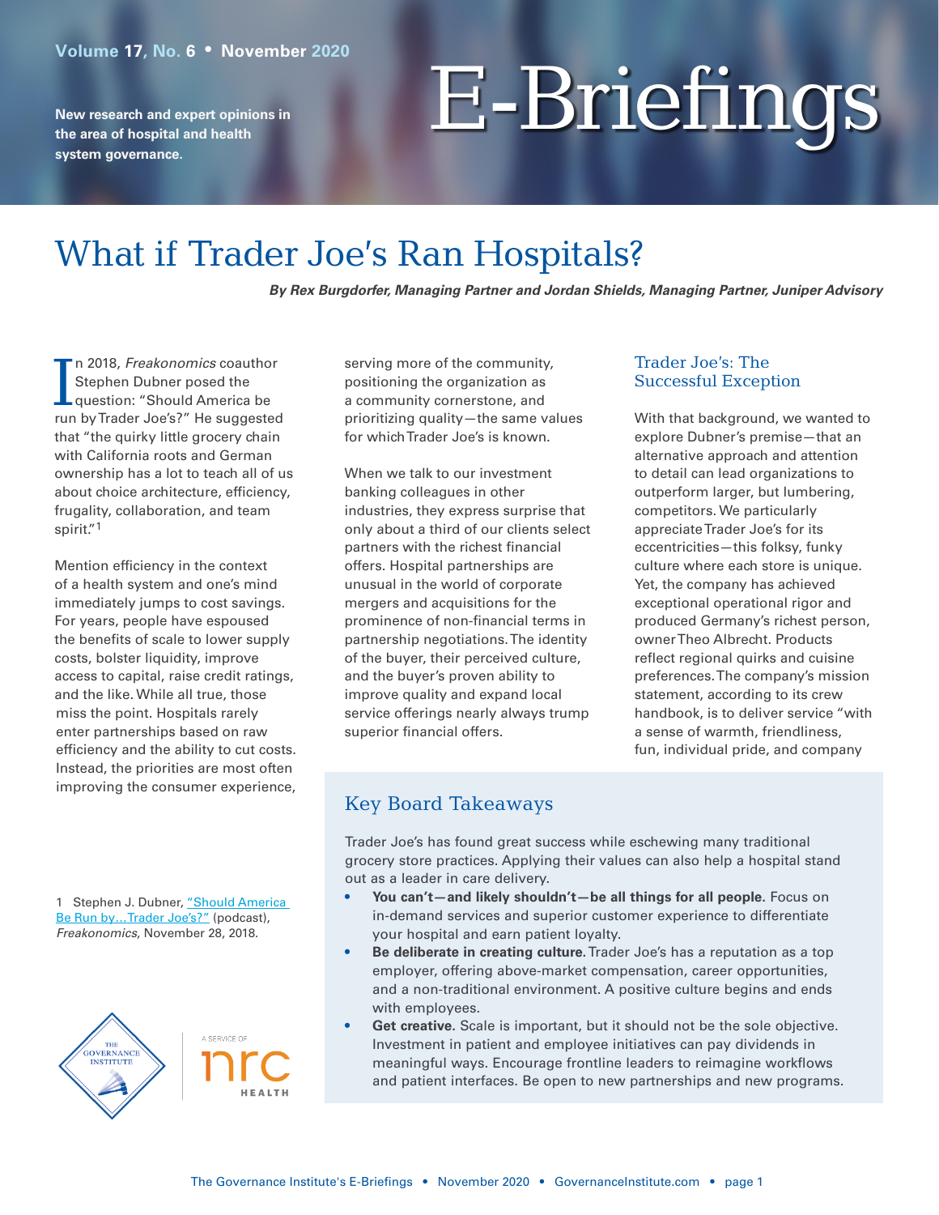Volume 17, No. 6 • November 2020

New research and expert opinions in the area of hospital and health system governance.

# E-Briefings

## What if Trader Joe's Ran Hospitals?

***By Rex Burgdorfer, Managing Partner and Jordan Shields, Managing Partner, Juniper Advisory***

In 2018, *Freakonomics* coauthor Stephen Dubner posed the question: "Should America be run by Trader Joe's?" He suggested that "the quirky little grocery chain with California roots and German ownership has a lot to teach all of us about choice architecture, efficiency, frugality, collaboration, and team spirit."[1]

Mention efficiency in the context of a health system and one's mind immediately jumps to cost savings. For years, people have espoused the benefits of scale to lower supply costs, bolster liquidity, improve access to capital, raise credit ratings, and the like. While all true, those miss the point. Hospitals rarely enter partnerships based on raw efficiency and the ability to cut costs. Instead, the priorities are most often improving the consumer experience, serving more of the community, positioning the organization as a community cornerstone, and prioritizing quality—the same values for which Trader Joe's is known.

When we talk to our investment banking colleagues in other industries, they express surprise that only about a third of our clients select partners with the richest financial offers. Hospital partnerships are unusual in the world of corporate mergers and acquisitions for the prominence of non-financial terms in partnership negotiations. The identity of the buyer, their perceived culture, and the buyer's proven ability to improve quality and expand local service offerings nearly always trump superior financial offers.

### Trader Joe's: The Successful Exception

With that background, we wanted to explore Dubner's premise—that an alternative approach and attention to detail can lead organizations to outperform larger, but lumbering, competitors. We particularly appreciate Trader Joe's for its eccentricities—this folksy, funky culture where each store is unique. Yet, the company has achieved exceptional operational rigor and produced Germany's richest person, owner Theo Albrecht. Products reflect regional quirks and cuisine preferences. The company's mission statement, according to its crew handbook, is to deliver service "with a sense of warmth, friendliness, fun, individual pride, and company

### Key Board Takeaways

Trader Joe's has found great success while eschewing many traditional grocery store practices. Applying their values can also help a hospital stand out as a leader in care delivery.

- **You can't—and likely shouldn't—be all things for all people.** Focus on in-demand services and superior customer experience to differentiate your hospital and earn patient loyalty.
- **Be deliberate in creating culture.** Trader Joe's has a reputation as a top employer, offering above-market compensation, career opportunities, and a non-traditional environment. A positive culture begins and ends with employees.
- **Get creative.** Scale is important, but it should not be the sole objective. Investment in patient and employee initiatives can pay dividends in meaningful ways. Encourage frontline leaders to reimagine workflows and patient interfaces. Be open to new partnerships and new programs.

---

1 Stephen J. Dubner, "Should America Be Run by…Trader Joe's?" (podcast), *Freakonomics*, November 28, 2018.

The Governance Institute — A Service of NRC Health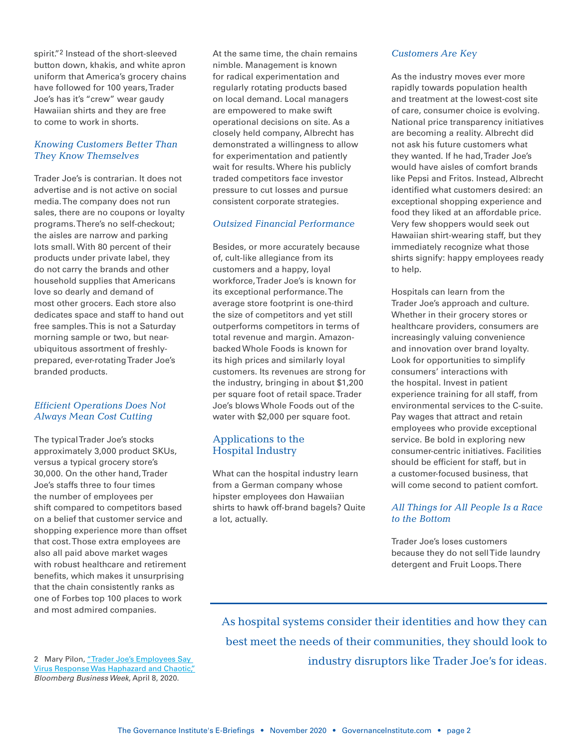spirit."[2] Instead of the short-sleeved button down, khakis, and white apron uniform that America's grocery chains have followed for 100 years, Trader Joe's has it's "crew" wear gaudy Hawaiian shirts and they are free to come to work in shorts.

### *Knowing Customers Better Than They Know Themselves*

Trader Joe's is contrarian. It does not advertise and is not active on social media. The company does not run sales, there are no coupons or loyalty programs. There's no self-checkout; the aisles are narrow and parking lots small. With 80 percent of their products under private label, they do not carry the brands and other household supplies that Americans love so dearly and demand of most other grocers. Each store also dedicates space and staff to hand out free samples. This is not a Saturday morning sample or two, but near-ubiquitous assortment of freshly-prepared, ever-rotating Trader Joe's branded products.

### *Efficient Operations Does Not Always Mean Cost Cutting*

The typical Trader Joe's stocks approximately 3,000 product SKUs, versus a typical grocery store's 30,000. On the other hand, Trader Joe's staffs three to four times the number of employees per shift compared to competitors based on a belief that customer service and shopping experience more than offset that cost. Those extra employees are also all paid above market wages with robust healthcare and retirement benefits, which makes it unsurprising that the chain consistently ranks as one of Forbes top 100 places to work and most admired companies.

At the same time, the chain remains nimble. Management is known for radical experimentation and regularly rotating products based on local demand. Local managers are empowered to make swift operational decisions on site. As a closely held company, Albrecht has demonstrated a willingness to allow for experimentation and patiently wait for results. Where his publicly traded competitors face investor pressure to cut losses and pursue consistent corporate strategies.

### *Outsized Financial Performance*

Besides, or more accurately because of, cult-like allegiance from its customers and a happy, loyal workforce, Trader Joe's is known for its exceptional performance. The average store footprint is one-third the size of competitors and yet still outperforms competitors in terms of total revenue and margin. Amazon-backed Whole Foods is known for its high prices and similarly loyal customers. Its revenues are strong for the industry, bringing in about $1,200 per square foot of retail space. Trader Joe's blows Whole Foods out of the water with $2,000 per square foot.

## Applications to the Hospital Industry

What can the hospital industry learn from a German company whose hipster employees don Hawaiian shirts to hawk off-brand bagels? Quite a lot, actually.

### *Customers Are Key*

As the industry moves ever more rapidly towards population health and treatment at the lowest-cost site of care, consumer choice is evolving. National price transparency initiatives are becoming a reality. Albrecht did not ask his future customers what they wanted. If he had, Trader Joe's would have aisles of comfort brands like Pepsi and Fritos. Instead, Albrecht identified what customers desired: an exceptional shopping experience and food they liked at an affordable price. Very few shoppers would seek out Hawaiian shirt-wearing staff, but they immediately recognize what those shirts signify: happy employees ready to help.

Hospitals can learn from the Trader Joe's approach and culture. Whether in their grocery stores or healthcare providers, consumers are increasingly valuing convenience and innovation over brand loyalty. Look for opportunities to simplify consumers' interactions with the hospital. Invest in patient experience training for all staff, from environmental services to the C-suite. Pay wages that attract and retain employees who provide exceptional service. Be bold in exploring new consumer-centric initiatives. Facilities should be efficient for staff, but in a customer-focused business, that will come second to patient comfort.

### *All Things for All People Is a Race to the Bottom*

Trader Joe's loses customers because they do not sell Tide laundry detergent and Fruit Loops. There

> As hospital systems consider their identities and how they can best meet the needs of their communities, they should look to industry disruptors like Trader Joe's for ideas.

2 Mary Pilon, "Trader Joe's Employees Say Virus Response Was Haphazard and Chaotic," *Bloomberg Business Week*, April 8, 2020.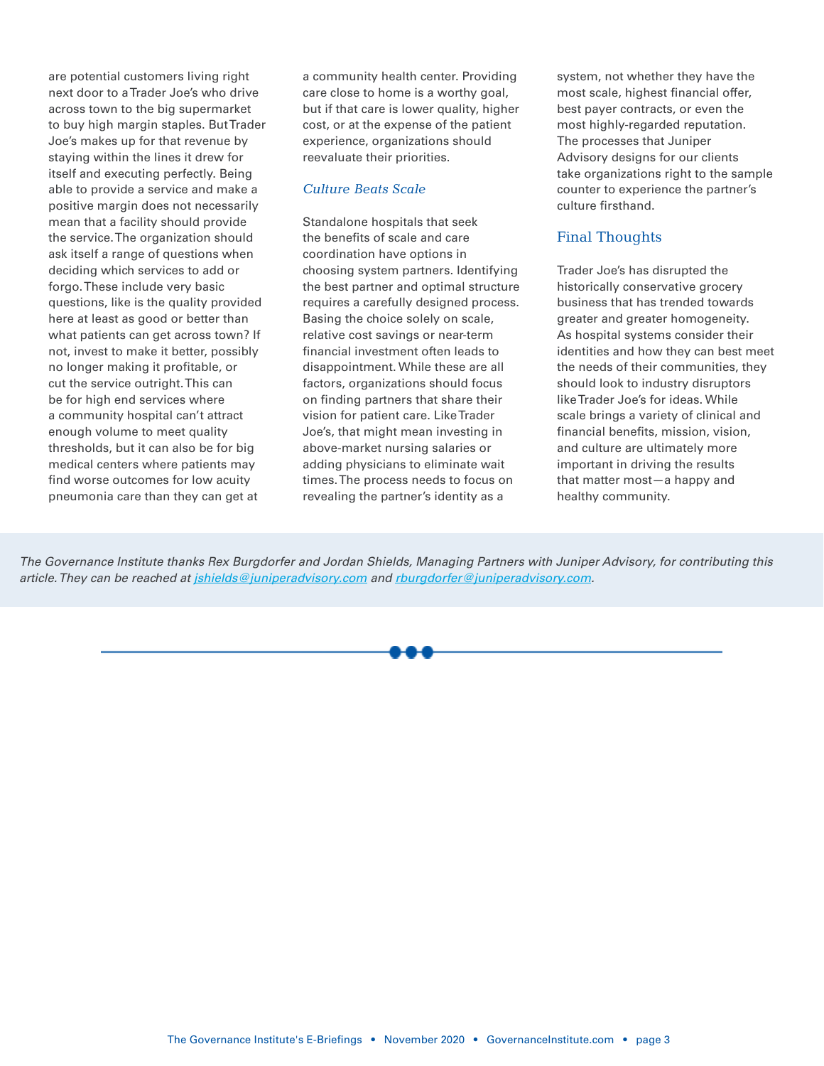are potential customers living right next door to a Trader Joe's who drive across town to the big supermarket to buy high margin staples. But Trader Joe's makes up for that revenue by staying within the lines it drew for itself and executing perfectly. Being able to provide a service and make a positive margin does not necessarily mean that a facility should provide the service. The organization should ask itself a range of questions when deciding which services to add or forgo. These include very basic questions, like is the quality provided here at least as good or better than what patients can get across town? If not, invest to make it better, possibly no longer making it profitable, or cut the service outright. This can be for high end services where a community hospital can't attract enough volume to meet quality thresholds, but it can also be for big medical centers where patients may find worse outcomes for low acuity pneumonia care than they can get at a community health center. Providing care close to home is a worthy goal, but if that care is lower quality, higher cost, or at the expense of the patient experience, organizations should reevaluate their priorities.

### *Culture Beats Scale*

Standalone hospitals that seek the benefits of scale and care coordination have options in choosing system partners. Identifying the best partner and optimal structure requires a carefully designed process. Basing the choice solely on scale, relative cost savings or near-term financial investment often leads to disappointment. While these are all factors, organizations should focus on finding partners that share their vision for patient care. Like Trader Joe's, that might mean investing in above-market nursing salaries or adding physicians to eliminate wait times. The process needs to focus on revealing the partner's identity as a system, not whether they have the most scale, highest financial offer, best payer contracts, or even the most highly-regarded reputation. The processes that Juniper Advisory designs for our clients take organizations right to the sample counter to experience the partner's culture firsthand.

## Final Thoughts

Trader Joe's has disrupted the historically conservative grocery business that has trended towards greater and greater homogeneity. As hospital systems consider their identities and how they can best meet the needs of their communities, they should look to industry disruptors like Trader Joe's for ideas. While scale brings a variety of clinical and financial benefits, mission, vision, and culture are ultimately more important in driving the results that matter most—a happy and healthy community.

*The Governance Institute thanks Rex Burgdorfer and Jordan Shields, Managing Partners with Juniper Advisory, for contributing this article. They can be reached at [jshields@juniperadvisory.com](mailto:jshields@juniperadvisory.com) and [rburgdorfer@juniperadvisory.com](mailto:rburgdorfer@juniperadvisory.com).*